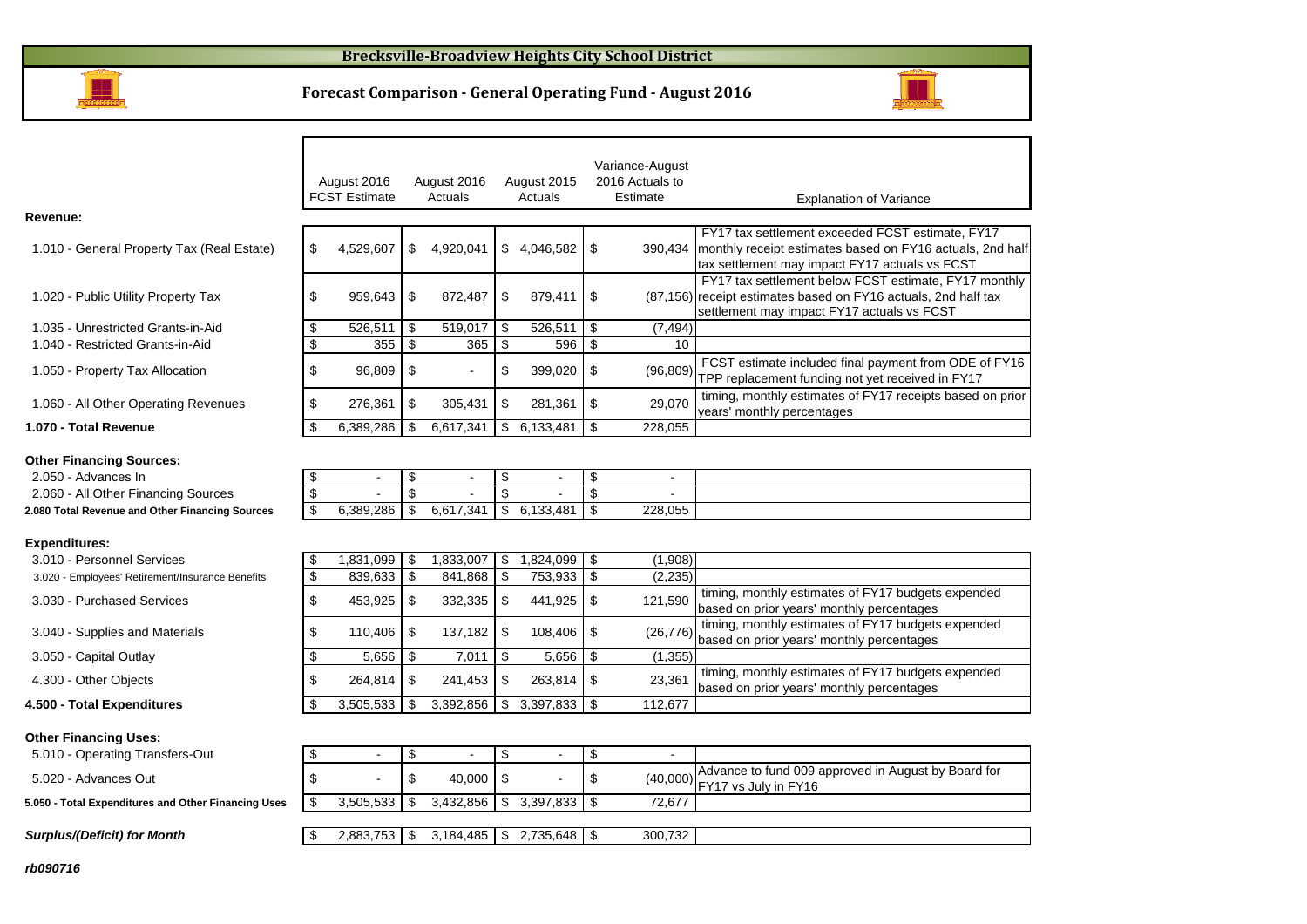# Brecksville-Broadview Heights City School District

## Forecast Comparison - General Operating Fund - August 2016

| | August 2016 FCST Estimate | August 2016 Actuals | August 2015 Actuals | Variance-August 2016 Actuals to Estimate | Explanation of Variance |
|---|---|---|---|---|---|
| **Revenue:** | | | | | |
| 1.010 - General Property Tax (Real Estate) | $ 4,529,607 | $ 4,920,041 | $ 4,046,582 | $ 390,434 | FY17 tax settlement exceeded FCST estimate, FY17 monthly receipt estimates based on FY16 actuals, 2nd half tax settlement may impact FY17 actuals vs FCST |
| 1.020 - Public Utility Property Tax | $ 959,643 | $ 872,487 | $ 879,411 | $ (87,156) | FY17 tax settlement below FCST estimate, FY17 monthly receipt estimates based on FY16 actuals, 2nd half tax settlement may impact FY17 actuals vs FCST |
| 1.035 - Unrestricted Grants-in-Aid | $ 526,511 | $ 519,017 | $ 526,511 | $ (7,494) | |
| 1.040 - Restricted Grants-in-Aid | $ 355 | $ 365 | $ 596 | $ 10 | |
| 1.050 - Property Tax Allocation | $ 96,809 | $ - | $ 399,020 | $ (96,809) | FCST estimate included final payment from ODE of FY16 TPP replacement funding not yet received in FY17 |
| 1.060 - All Other Operating Revenues | $ 276,361 | $ 305,431 | $ 281,361 | $ 29,070 | timing, monthly estimates of FY17 receipts based on prior years' monthly percentages |
| **1.070 - Total Revenue** | $ 6,389,286 | $ 6,617,341 | $ 6,133,481 | $ 228,055 | |
| **Other Financing Sources:** | | | | | |
| 2.050 - Advances In | $ - | $ - | $ - | $ - | |
| 2.060 - All Other Financing Sources | $ - | $ - | $ - | $ - | |
| **2.080 Total Revenue and Other Financing Sources** | $ 6,389,286 | $ 6,617,341 | $ 6,133,481 | $ 228,055 | |
| **Expenditures:** | | | | | |
| 3.010 - Personnel Services | $ 1,831,099 | $ 1,833,007 | $ 1,824,099 | $ (1,908) | |
| 3.020 - Employees' Retirement/Insurance Benefits | $ 839,633 | $ 841,868 | $ 753,933 | $ (2,235) | |
| 3.030 - Purchased Services | $ 453,925 | $ 332,335 | $ 441,925 | $ 121,590 | timing, monthly estimates of FY17 budgets expended based on prior years' monthly percentages |
| 3.040 - Supplies and Materials | $ 110,406 | $ 137,182 | $ 108,406 | $ (26,776) | timing, monthly estimates of FY17 budgets expended based on prior years' monthly percentages |
| 3.050 - Capital Outlay | $ 5,656 | $ 7,011 | $ 5,656 | $ (1,355) | |
| 4.300 - Other Objects | $ 264,814 | $ 241,453 | $ 263,814 | $ 23,361 | timing, monthly estimates of FY17 budgets expended based on prior years' monthly percentages |
| **4.500 - Total Expenditures** | $ 3,505,533 | $ 3,392,856 | $ 3,397,833 | $ 112,677 | |
| **Other Financing Uses:** | | | | | |
| 5.010 - Operating Transfers-Out | $ - | $ - | $ - | $ - | |
| 5.020 - Advances Out | $ - | $ 40,000 | $ - | $ (40,000) | Advance to fund 009 approved in August by Board for FY17 vs July in FY16 |
| **5.050 - Total Expenditures and Other Financing Uses** | $ 3,505,533 | $ 3,432,856 | $ 3,397,833 | $ 72,677 | |
| ***Surplus/(Deficit) for Month*** | $ 2,883,753 | $ 3,184,485 | $ 2,735,648 | $ 300,732 | |

***rb090716***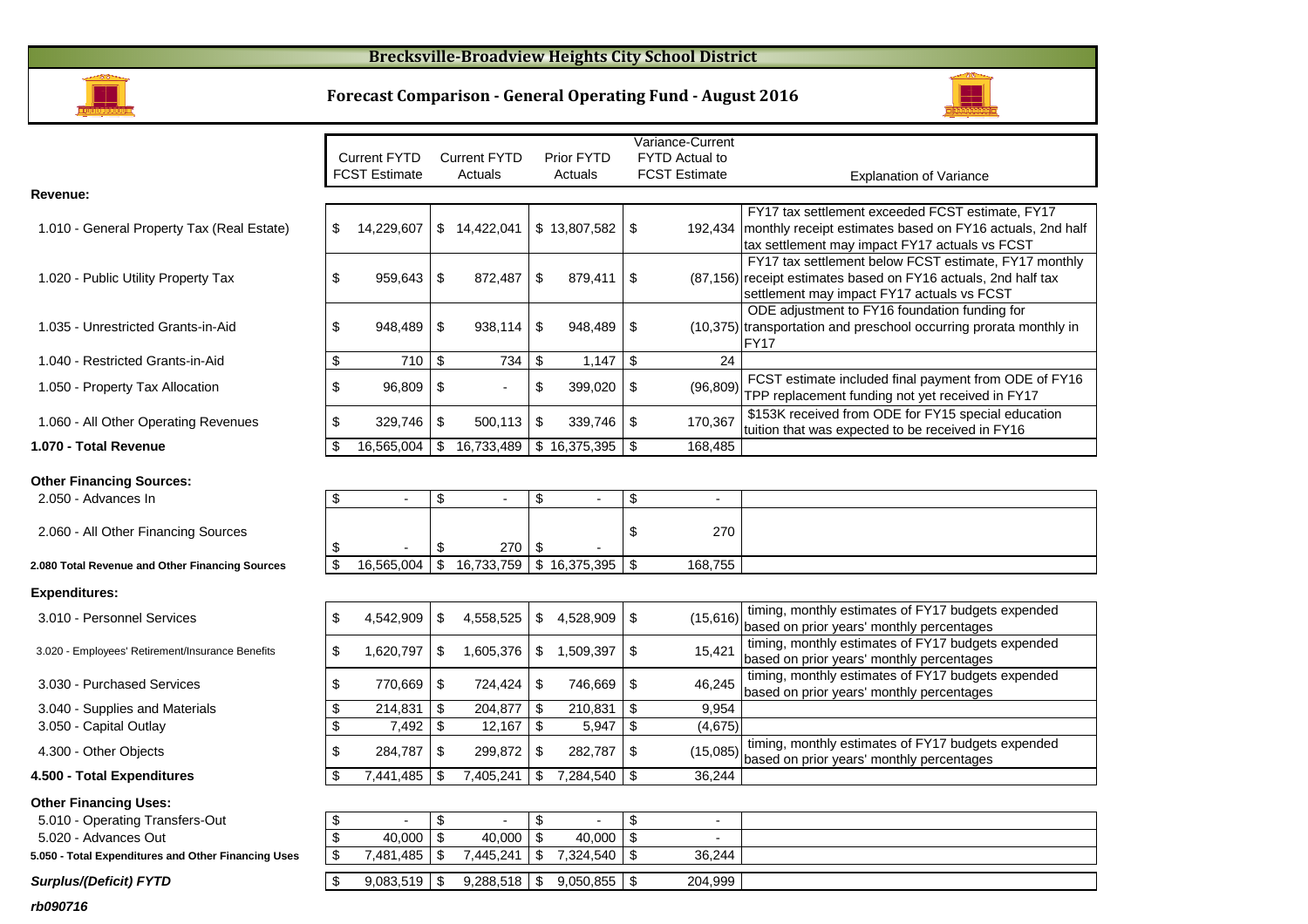# Brecksville-Broadview Heights City School District

## Forecast Comparison - General Operating Fund - August 2016

| | Current FYTD FCST Estimate | Current FYTD Actuals | Prior FYTD Actuals | Variance-Current FYTD Actual to FCST Estimate | Explanation of Variance |
|---|---|---|---|---|---|
| **Revenue:** | | | | | |
| 1.010 - General Property Tax (Real Estate) | $ 14,229,607 | $ 14,422,041 | $ 13,807,582 | $ 192,434 | FY17 tax settlement exceeded FCST estimate, FY17 monthly receipt estimates based on FY16 actuals, 2nd half tax settlement may impact FY17 actuals vs FCST |
| 1.020 - Public Utility Property Tax | $ 959,643 | $ 872,487 | $ 879,411 | $ (87,156) | FY17 tax settlement below FCST estimate, FY17 monthly receipt estimates based on FY16 actuals, 2nd half tax settlement may impact FY17 actuals vs FCST |
| 1.035 - Unrestricted Grants-in-Aid | $ 948,489 | $ 938,114 | $ 948,489 | $ (10,375) | ODE adjustment to FY16 foundation funding for transportation and preschool occurring prorata monthly in FY17 |
| 1.040 - Restricted Grants-in-Aid | $ 710 | $ 734 | $ 1,147 | $ 24 | |
| 1.050 - Property Tax Allocation | $ 96,809 | $ - | $ 399,020 | $ (96,809) | FCST estimate included final payment from ODE of FY16 TPP replacement funding not yet received in FY17 |
| 1.060 - All Other Operating Revenues | $ 329,746 | $ 500,113 | $ 339,746 | $ 170,367 | $153K received from ODE for FY15 special education tuition that was expected to be received in FY16 |
| **1.070 - Total Revenue** | $ 16,565,004 | $ 16,733,489 | $ 16,375,395 | $ 168,485 | |
| **Other Financing Sources:** | | | | | |
| 2.050 - Advances In | $ - | $ - | $ - | $ - | |
| 2.060 - All Other Financing Sources | $ - | $ 270 | $ - | $ 270 | |
| **2.080 Total Revenue and Other Financing Sources** | $ 16,565,004 | $ 16,733,759 | $ 16,375,395 | $ 168,755 | |
| **Expenditures:** | | | | | |
| 3.010 - Personnel Services | $ 4,542,909 | $ 4,558,525 | $ 4,528,909 | $ (15,616) | timing, monthly estimates of FY17 budgets expended based on prior years' monthly percentages |
| 3.020 - Employees' Retirement/Insurance Benefits | $ 1,620,797 | $ 1,605,376 | $ 1,509,397 | $ 15,421 | timing, monthly estimates of FY17 budgets expended based on prior years' monthly percentages |
| 3.030 - Purchased Services | $ 770,669 | $ 724,424 | $ 746,669 | $ 46,245 | timing, monthly estimates of FY17 budgets expended based on prior years' monthly percentages |
| 3.040 - Supplies and Materials | $ 214,831 | $ 204,877 | $ 210,831 | $ 9,954 | |
| 3.050 - Capital Outlay | $ 7,492 | $ 12,167 | $ 5,947 | $ (4,675) | |
| 4.300 - Other Objects | $ 284,787 | $ 299,872 | $ 282,787 | $ (15,085) | timing, monthly estimates of FY17 budgets expended based on prior years' monthly percentages |
| **4.500 - Total Expenditures** | $ 7,441,485 | $ 7,405,241 | $ 7,284,540 | $ 36,244 | |
| **Other Financing Uses:** | | | | | |
| 5.010 - Operating Transfers-Out | $ - | $ - | $ - | $ - | |
| 5.020 - Advances Out | $ 40,000 | $ 40,000 | $ 40,000 | $ - | |
| **5.050 - Total Expenditures and Other Financing Uses** | $ 7,481,485 | $ 7,445,241 | $ 7,324,540 | $ 36,244 | |
| ***Surplus/(Deficit) FYTD*** | $ 9,083,519 | $ 9,288,518 | $ 9,050,855 | $ 204,999 | |

***rb090716***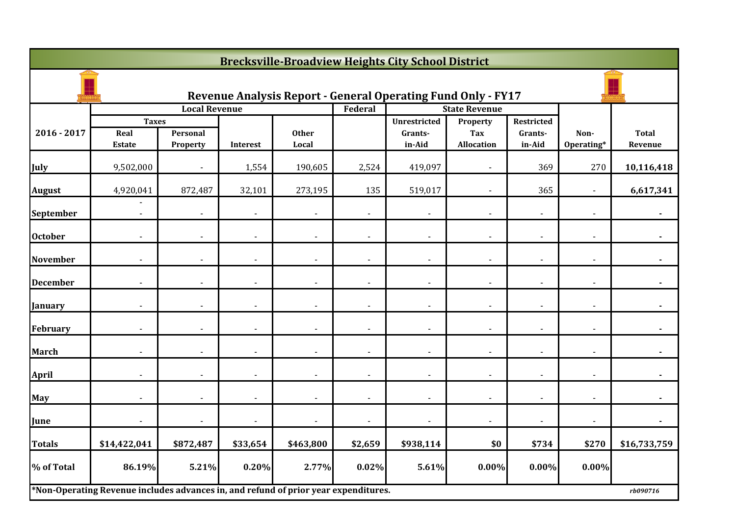# Brecksville-Broadview Heights City School District

## Revenue Analysis Report - General Operating Fund Only - FY17

| 2016 - 2017 | Local Revenue | | | | Federal | State Revenue | | | Non-Operating* | Total Revenue |
|---|---|---|---|---|---|---|---|---|---|---|
| | Taxes | | | | | | | | | |
| | Real Estate | Personal Property | Interest | Other Local | | Unrestricted Grants-in-Aid | Property Tax Allocation | Restricted Grants-in-Aid | | |
| July | 9,502,000 | - | 1,554 | 190,605 | 2,524 | 419,097 | - | 369 | 270 | **10,116,418** |
| August | 4,920,041 | 872,487 | 32,101 | 273,195 | 135 | 519,017 | - | 365 | - | **6,617,341** |
| September | - - | - | - | - | - | - | - | - | - | **-** |
| October | - | - | - | - | - | - | - | - | - | **-** |
| November | - | - | - | - | - | - | - | - | - | **-** |
| December | - | - | - | - | - | - | - | - | - | **-** |
| January | - | - | - | - | - | - | - | - | - | **-** |
| February | - | - | - | - | - | - | - | - | - | **-** |
| March | - | - | - | - | - | - | - | - | - | **-** |
| April | - | - | - | - | - | - | - | - | - | **-** |
| May | - | - | - | - | - | - | - | - | - | **-** |
| June | - | - | - | - | - | - | - | - | - | **-** |
| **Totals** | **$14,422,041** | **$872,487** | **$33,654** | **$463,800** | **$2,659** | **$938,114** | **$0** | **$734** | **$270** | **$16,733,759** |
| **% of Total** | **86.19%** | **5.21%** | **0.20%** | **2.77%** | **0.02%** | **5.61%** | **0.00%** | **0.00%** | **0.00%** | |

**\*Non-Operating Revenue includes advances in, and refund of prior year expenditures.**

*rb090716*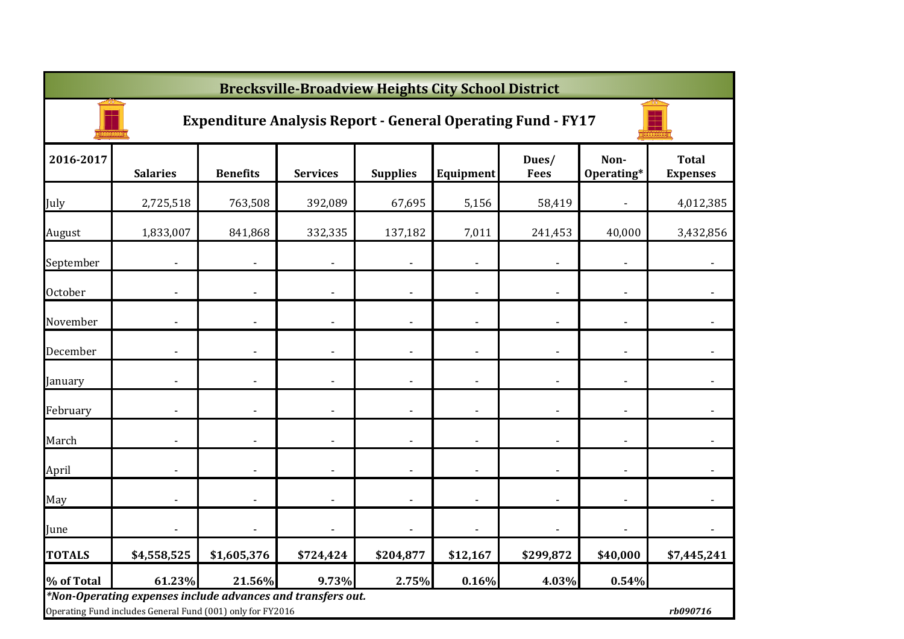# Brecksville-Broadview Heights City School District

## Expenditure Analysis Report - General Operating Fund - FY17

| 2016-2017 | Salaries | Benefits | Services | Supplies | Equipment | Dues/ Fees | Non-Operating* | Total Expenses |
|---|---|---|---|---|---|---|---|---|
| July | 2,725,518 | 763,508 | 392,089 | 67,695 | 5,156 | 58,419 | - | 4,012,385 |
| August | 1,833,007 | 841,868 | 332,335 | 137,182 | 7,011 | 241,453 | 40,000 | 3,432,856 |
| September | - | - | - | - | - | - | - | - |
| October | - | - | - | - | - | - | - | - |
| November | - | - | - | - | - | - | - | - |
| December | - | - | - | - | - | - | - | - |
| January | - | - | - | - | - | - | - | - |
| February | - | - | - | - | - | - | - | - |
| March | - | - | - | - | - | - | - | - |
| April | - | - | - | - | - | - | - | - |
| May | - | - | - | - | - | - | - | - |
| June | - | - | - | - | - | - | - | - |
| **TOTALS** | **$4,558,525** | **$1,605,376** | **$724,424** | **$204,877** | **$12,167** | **$299,872** | **$40,000** | **$7,445,241** |
| **% of Total** | **61.23%** | **21.56%** | **9.73%** | **2.75%** | **0.16%** | **4.03%** | **0.54%** | |

***Non-Operating expenses include advances and transfers out.***

Operating Fund includes General Fund (001) only for FY2016

*rb090716*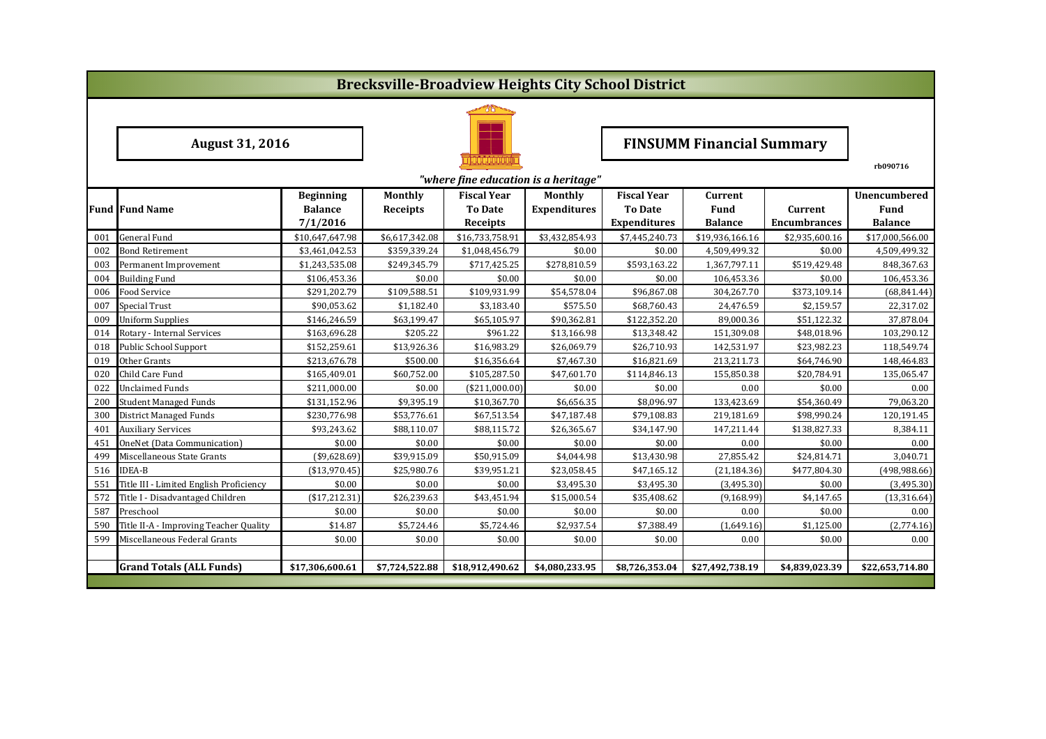# Brecksville-Broadview Heights City School District

**August 31, 2016**

**FINSUMM Financial Summary**

rb090716

*"where fine education is a heritage"*

| Fund | Fund Name | Beginning Balance 7/1/2016 | Monthly Receipts | Fiscal Year To Date Receipts | Monthly Expenditures | Fiscal Year To Date Expenditures | Current Fund Balance | Current Encumbrances | Unencumbered Fund Balance |
|---|---|---|---|---|---|---|---|---|---|
| 001 | General Fund | $10,647,647.98 | $6,617,342.08 | $16,733,758.91 | $3,432,854.93 | $7,445,240.73 | $19,936,166.16 | $2,935,600.16 | $17,000,566.00 |
| 002 | Bond Retirement | $3,461,042.53 | $359,339.24 | $1,048,456.79 | $0.00 | $0.00 | 4,509,499.32 | $0.00 | 4,509,499.32 |
| 003 | Permanent Improvement | $1,243,535.08 | $249,345.79 | $717,425.25 | $278,810.59 | $593,163.22 | 1,367,797.11 | $519,429.48 | 848,367.63 |
| 004 | Building Fund | $106,453.36 | $0.00 | $0.00 | $0.00 | $0.00 | 106,453.36 | $0.00 | 106,453.36 |
| 006 | Food Service | $291,202.79 | $109,588.51 | $109,931.99 | $54,578.04 | $96,867.08 | 304,267.70 | $373,109.14 | (68,841.44) |
| 007 | Special Trust | $90,053.62 | $1,182.40 | $3,183.40 | $575.50 | $68,760.43 | 24,476.59 | $2,159.57 | 22,317.02 |
| 009 | Uniform Supplies | $146,246.59 | $63,199.47 | $65,105.97 | $90,362.81 | $122,352.20 | 89,000.36 | $51,122.32 | 37,878.04 |
| 014 | Rotary - Internal Services | $163,696.28 | $205.22 | $961.22 | $13,166.98 | $13,348.42 | 151,309.08 | $48,018.96 | 103,290.12 |
| 018 | Public School Support | $152,259.61 | $13,926.36 | $16,983.29 | $26,069.79 | $26,710.93 | 142,531.97 | $23,982.23 | 118,549.74 |
| 019 | Other Grants | $213,676.78 | $500.00 | $16,356.64 | $7,467.30 | $16,821.69 | 213,211.73 | $64,746.90 | 148,464.83 |
| 020 | Child Care Fund | $165,409.01 | $60,752.00 | $105,287.50 | $47,601.70 | $114,846.13 | 155,850.38 | $20,784.91 | 135,065.47 |
| 022 | Unclaimed Funds | $211,000.00 | $0.00 | ($211,000.00) | $0.00 | $0.00 | 0.00 | $0.00 | 0.00 |
| 200 | Student Managed Funds | $131,152.96 | $9,395.19 | $10,367.70 | $6,656.35 | $8,096.97 | 133,423.69 | $54,360.49 | 79,063.20 |
| 300 | District Managed Funds | $230,776.98 | $53,776.61 | $67,513.54 | $47,187.48 | $79,108.83 | 219,181.69 | $98,990.24 | 120,191.45 |
| 401 | Auxiliary Services | $93,243.62 | $88,110.07 | $88,115.72 | $26,365.67 | $34,147.90 | 147,211.44 | $138,827.33 | 8,384.11 |
| 451 | OneNet (Data Communication) | $0.00 | $0.00 | $0.00 | $0.00 | $0.00 | 0.00 | $0.00 | 0.00 |
| 499 | Miscellaneous State Grants | ($9,628.69) | $39,915.09 | $50,915.09 | $4,044.98 | $13,430.98 | 27,855.42 | $24,814.71 | 3,040.71 |
| 516 | IDEA-B | ($13,970.45) | $25,980.76 | $39,951.21 | $23,058.45 | $47,165.12 | (21,184.36) | $477,804.30 | (498,988.66) |
| 551 | Title III - Limited English Proficiency | $0.00 | $0.00 | $0.00 | $3,495.30 | $3,495.30 | (3,495.30) | $0.00 | (3,495.30) |
| 572 | Title I - Disadvantaged Children | ($17,212.31) | $26,239.63 | $43,451.94 | $15,000.54 | $35,408.62 | (9,168.99) | $4,147.65 | (13,316.64) |
| 587 | Preschool | $0.00 | $0.00 | $0.00 | $0.00 | $0.00 | 0.00 | $0.00 | 0.00 |
| 590 | Title II-A - Improving Teacher Quality | $14.87 | $5,724.46 | $5,724.46 | $2,937.54 | $7,388.49 | (1,649.16) | $1,125.00 | (2,774.16) |
| 599 | Miscellaneous Federal Grants | $0.00 | $0.00 | $0.00 | $0.00 | $0.00 | 0.00 | $0.00 | 0.00 |
| | | | | | | | | | |
| | **Grand Totals (ALL Funds)** | **$17,306,600.61** | **$7,724,522.88** | **$18,912,490.62** | **$4,080,233.95** | **$8,726,353.04** | **$27,492,738.19** | **$4,839,023.39** | **$22,653,714.80** |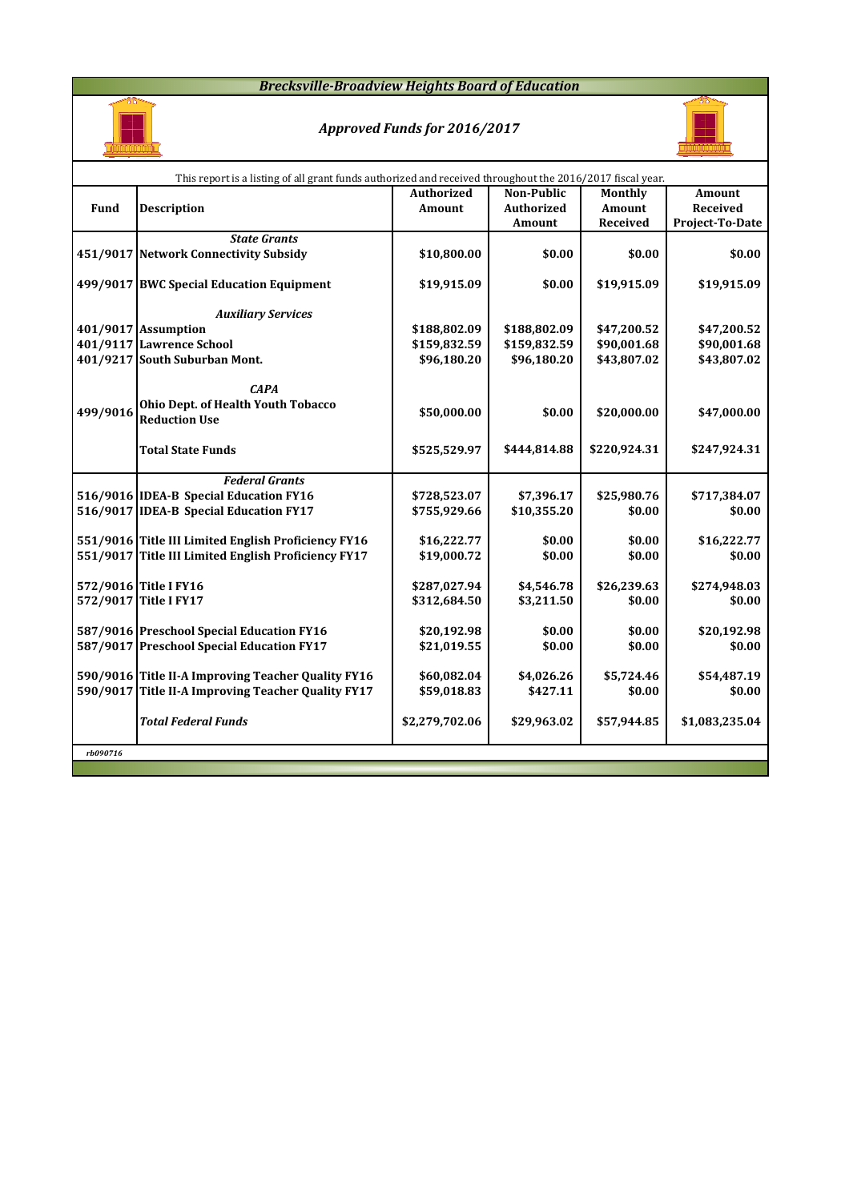# Brecksville-Broadview Heights Board of Education

## Approved Funds for 2016/2017

This report is a listing of all grant funds authorized and received throughout the 2016/2017 fiscal year.

| Fund | Description | Authorized Amount | Non-Public Authorized Amount | Monthly Amount Received | Amount Received Project-To-Date |
|---|---|---|---|---|---|
| | ***State Grants*** | | | | |
| 451/9017 | **Network Connectivity Subsidy** | $10,800.00 | $0.00 | $0.00 | $0.00 |
| 499/9017 | **BWC Special Education Equipment** | $19,915.09 | $0.00 | $19,915.09 | $19,915.09 |
| | ***Auxiliary Services*** | | | | |
| 401/9017 | **Assumption** | $188,802.09 | $188,802.09 | $47,200.52 | $47,200.52 |
| 401/9117 | **Lawrence School** | $159,832.59 | $159,832.59 | $90,001.68 | $90,001.68 |
| 401/9217 | **South Suburban Mont.** | $96,180.20 | $96,180.20 | $43,807.02 | $43,807.02 |
| | ***CAPA*** | | | | |
| 499/9016 | **Ohio Dept. of Health Youth Tobacco Reduction Use** | $50,000.00 | $0.00 | $20,000.00 | $47,000.00 |
| | **Total State Funds** | $525,529.97 | $444,814.88 | $220,924.31 | $247,924.31 |
| | ***Federal Grants*** | | | | |
| 516/9016 | **IDEA-B Special Education FY16** | $728,523.07 | $7,396.17 | $25,980.76 | $717,384.07 |
| 516/9017 | **IDEA-B Special Education FY17** | $755,929.66 | $10,355.20 | $0.00 | $0.00 |
| 551/9016 | **Title III Limited English Proficiency FY16** | $16,222.77 | $0.00 | $0.00 | $16,222.77 |
| 551/9017 | **Title III Limited English Proficiency FY17** | $19,000.72 | $0.00 | $0.00 | $0.00 |
| 572/9016 | **Title I FY16** | $287,027.94 | $4,546.78 | $26,239.63 | $274,948.03 |
| 572/9017 | **Title I FY17** | $312,684.50 | $3,211.50 | $0.00 | $0.00 |
| 587/9016 | **Preschool Special Education FY16** | $20,192.98 | $0.00 | $0.00 | $20,192.98 |
| 587/9017 | **Preschool Special Education FY17** | $21,019.55 | $0.00 | $0.00 | $0.00 |
| 590/9016 | **Title II-A Improving Teacher Quality FY16** | $60,082.04 | $4,026.26 | $5,724.46 | $54,487.19 |
| 590/9017 | **Title II-A Improving Teacher Quality FY17** | $59,018.83 | $427.11 | $0.00 | $0.00 |
| | ***Total Federal Funds*** | $2,279,702.06 | $29,963.02 | $57,944.85 | $1,083,235.04 |

*rb090716*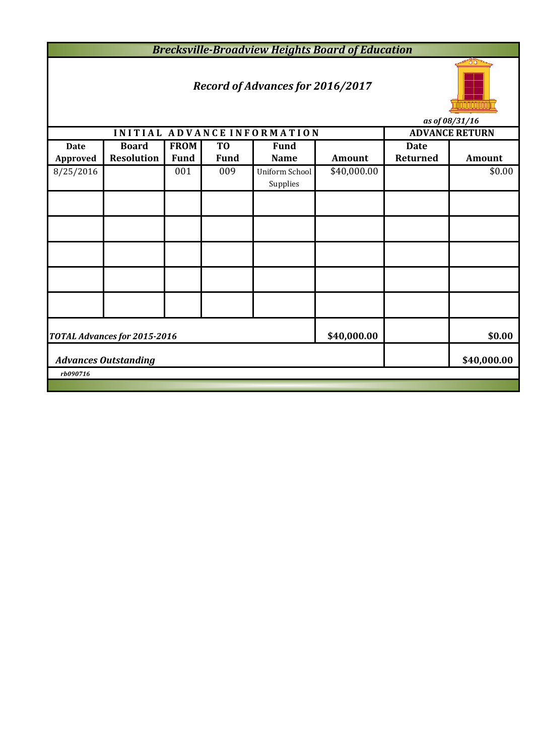# *Brecksville-Broadview Heights Board of Education*

## *Record of Advances for 2016/2017*

*as of 08/31/16*

| INITIAL ADVANCE INFORMATION | | | | | | ADVANCE RETURN | |
|---|---|---|---|---|---|---|---|
| **Date Approved** | **Board Resolution** | **FROM Fund** | **TO Fund** | **Fund Name** | **Amount** | **Date Returned** | **Amount** |
| 8/25/2016 | | 001 | 009 | Uniform School Supplies | $40,000.00 | | $0.00 |
| | | | | | | | |
| | | | | | | | |
| | | | | | | | |
| | | | | | | | |
| | | | | | | | |
| ***TOTAL Advances for 2015-2016*** | | | | | **$40,000.00** | | **$0.00** |
| ***Advances Outstanding*** | | | | | | | **$40,000.00** |

*rb090716*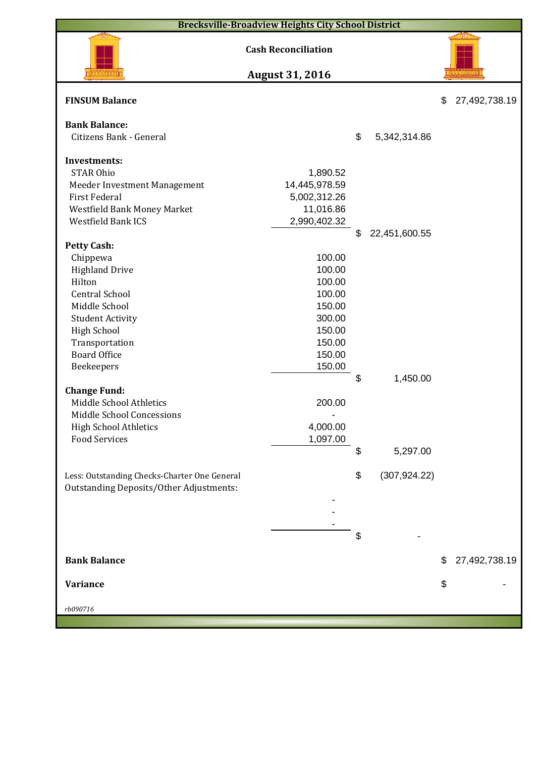# Brecksville-Broadview Heights City School District

## Cash Reconciliation

## August 31, 2016

| | | | |
|---|---|---|---|
| **FINSUM Balance** | | | $ 27,492,738.19 |
| **Bank Balance:** | | | |
| Citizens Bank - General | | $ 5,342,314.86 | |
| **Investments:** | | | |
| STAR Ohio | 1,890.52 | | |
| Meeder Investment Management | 14,445,978.59 | | |
| First Federal | 5,002,312.26 | | |
| Westfield Bank Money Market | 11,016.86 | | |
| Westfield Bank ICS | 2,990,402.32 | | |
| | | $ 22,451,600.55 | |
| **Petty Cash:** | | | |
| Chippewa | 100.00 | | |
| Highland Drive | 100.00 | | |
| Hilton | 100.00 | | |
| Central School | 100.00 | | |
| Middle School | 150.00 | | |
| Student Activity | 300.00 | | |
| High School | 150.00 | | |
| Transportation | 150.00 | | |
| Board Office | 150.00 | | |
| Beekeepers | 150.00 | | |
| | | $ 1,450.00 | |
| **Change Fund:** | | | |
| Middle School Athletics | 200.00 | | |
| Middle School Concessions | - | | |
| High School Athletics | 4,000.00 | | |
| Food Services | 1,097.00 | | |
| | | $ 5,297.00 | |
| Less: Outstanding Checks-Charter One General | | $ (307,924.22) | |
| Outstanding Deposits/Other Adjustments: | | | |
| | - | | |
| | - | | |
| | - | | |
| | | $ - | |
| **Bank Balance** | | | $ 27,492,738.19 |
| **Variance** | | | $ - |

*rb090716*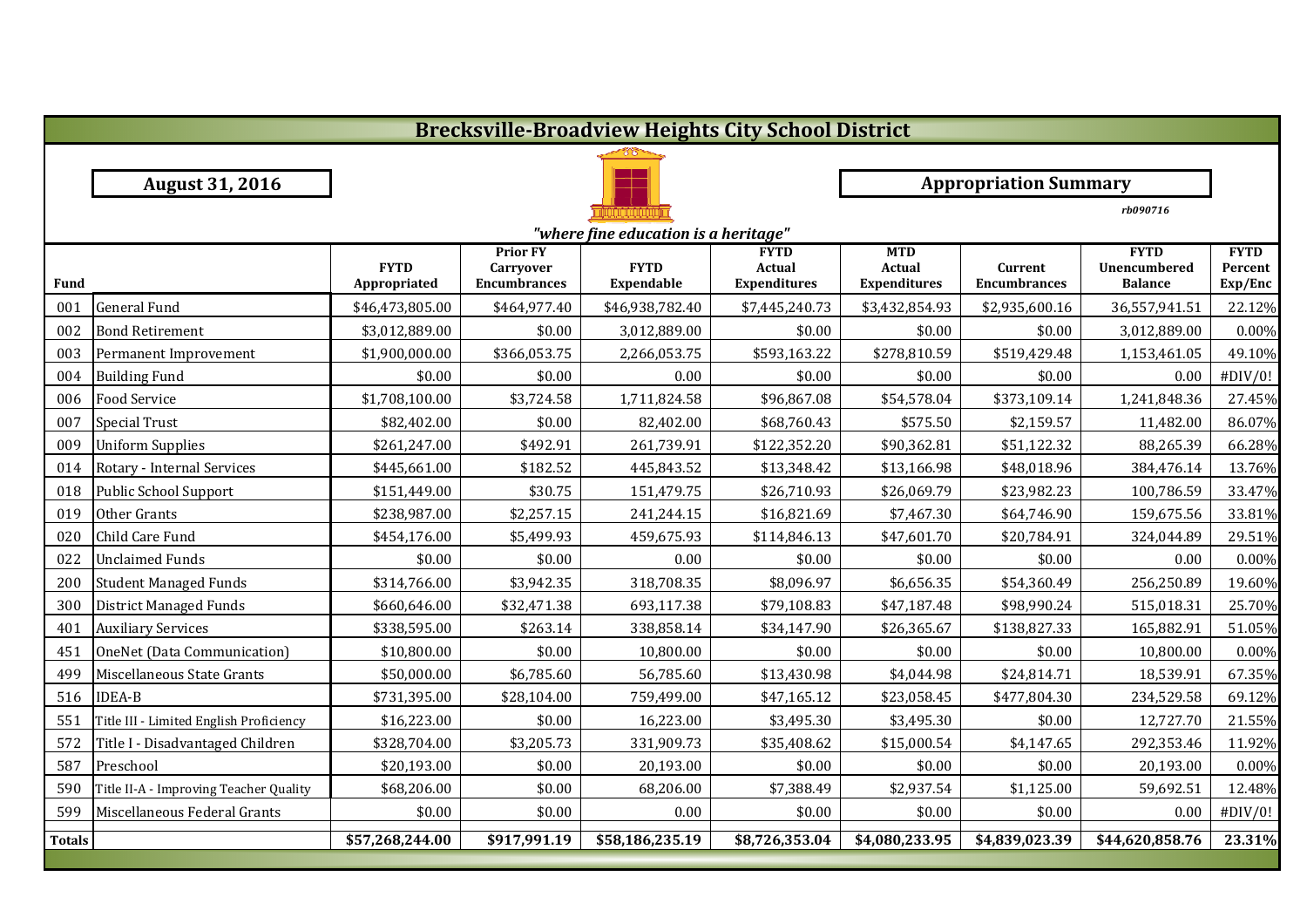# Brecksville-Broadview Heights City School District

**August 31, 2016**

**Appropriation Summary**

*rb090716*

*"where fine education is a heritage"*

| Fund | | FYTD Appropriated | Prior FY Carryover Encumbrances | FYTD Expendable | FYTD Actual Expenditures | MTD Actual Expenditures | Current Encumbrances | FYTD Unencumbered Balance | FYTD Percent Exp/Enc |
|---|---|---|---|---|---|---|---|---|---|
| 001 | General Fund | $46,473,805.00 | $464,977.40 | $46,938,782.40 | $7,445,240.73 | $3,432,854.93 | $2,935,600.16 | 36,557,941.51 | 22.12% |
| 002 | Bond Retirement | $3,012,889.00 | $0.00 | 3,012,889.00 | $0.00 | $0.00 | $0.00 | 3,012,889.00 | 0.00% |
| 003 | Permanent Improvement | $1,900,000.00 | $366,053.75 | 2,266,053.75 | $593,163.22 | $278,810.59 | $519,429.48 | 1,153,461.05 | 49.10% |
| 004 | Building Fund | $0.00 | $0.00 | 0.00 | $0.00 | $0.00 | $0.00 | 0.00 | #DIV/0! |
| 006 | Food Service | $1,708,100.00 | $3,724.58 | 1,711,824.58 | $96,867.08 | $54,578.04 | $373,109.14 | 1,241,848.36 | 27.45% |
| 007 | Special Trust | $82,402.00 | $0.00 | 82,402.00 | $68,760.43 | $575.50 | $2,159.57 | 11,482.00 | 86.07% |
| 009 | Uniform Supplies | $261,247.00 | $492.91 | 261,739.91 | $122,352.20 | $90,362.81 | $51,122.32 | 88,265.39 | 66.28% |
| 014 | Rotary - Internal Services | $445,661.00 | $182.52 | 445,843.52 | $13,348.42 | $13,166.98 | $48,018.96 | 384,476.14 | 13.76% |
| 018 | Public School Support | $151,449.00 | $30.75 | 151,479.75 | $26,710.93 | $26,069.79 | $23,982.23 | 100,786.59 | 33.47% |
| 019 | Other Grants | $238,987.00 | $2,257.15 | 241,244.15 | $16,821.69 | $7,467.30 | $64,746.90 | 159,675.56 | 33.81% |
| 020 | Child Care Fund | $454,176.00 | $5,499.93 | 459,675.93 | $114,846.13 | $47,601.70 | $20,784.91 | 324,044.89 | 29.51% |
| 022 | Unclaimed Funds | $0.00 | $0.00 | 0.00 | $0.00 | $0.00 | $0.00 | 0.00 | 0.00% |
| 200 | Student Managed Funds | $314,766.00 | $3,942.35 | 318,708.35 | $8,096.97 | $6,656.35 | $54,360.49 | 256,250.89 | 19.60% |
| 300 | District Managed Funds | $660,646.00 | $32,471.38 | 693,117.38 | $79,108.83 | $47,187.48 | $98,990.24 | 515,018.31 | 25.70% |
| 401 | Auxiliary Services | $338,595.00 | $263.14 | 338,858.14 | $34,147.90 | $26,365.67 | $138,827.33 | 165,882.91 | 51.05% |
| 451 | OneNet (Data Communication) | $10,800.00 | $0.00 | 10,800.00 | $0.00 | $0.00 | $0.00 | 10,800.00 | 0.00% |
| 499 | Miscellaneous State Grants | $50,000.00 | $6,785.60 | 56,785.60 | $13,430.98 | $4,044.98 | $24,814.71 | 18,539.91 | 67.35% |
| 516 | IDEA-B | $731,395.00 | $28,104.00 | 759,499.00 | $47,165.12 | $23,058.45 | $477,804.30 | 234,529.58 | 69.12% |
| 551 | Title III - Limited English Proficiency | $16,223.00 | $0.00 | 16,223.00 | $3,495.30 | $3,495.30 | $0.00 | 12,727.70 | 21.55% |
| 572 | Title I - Disadvantaged Children | $328,704.00 | $3,205.73 | 331,909.73 | $35,408.62 | $15,000.54 | $4,147.65 | 292,353.46 | 11.92% |
| 587 | Preschool | $20,193.00 | $0.00 | 20,193.00 | $0.00 | $0.00 | $0.00 | 20,193.00 | 0.00% |
| 590 | Title II-A - Improving Teacher Quality | $68,206.00 | $0.00 | 68,206.00 | $7,388.49 | $2,937.54 | $1,125.00 | 59,692.51 | 12.48% |
| 599 | Miscellaneous Federal Grants | $0.00 | $0.00 | 0.00 | $0.00 | $0.00 | $0.00 | 0.00 | #DIV/0! |
| **Totals** | | **$57,268,244.00** | **$917,991.19** | **$58,186,235.19** | **$8,726,353.04** | **$4,080,233.95** | **$4,839,023.39** | **$44,620,858.76** | **23.31%** |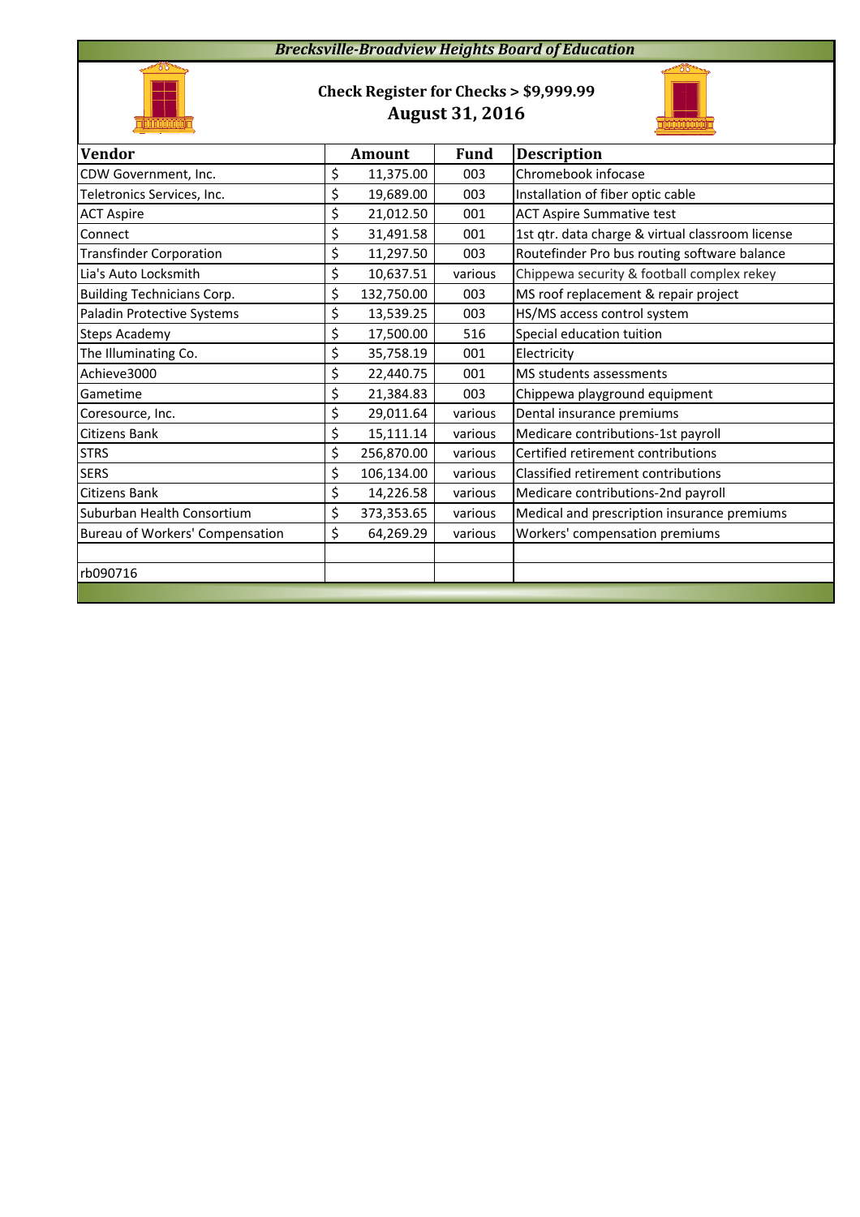***Brecksville-Broadview Heights Board of Education***

**Check Register for Checks > $9,999.99**
**August 31, 2016**

| Vendor | Amount | Fund | Description |
|---|---|---|---|
| CDW Government, Inc. | $ 11,375.00 | 003 | Chromebook infocase |
| Teletronics Services, Inc. | $ 19,689.00 | 003 | Installation of fiber optic cable |
| ACT Aspire | $ 21,012.50 | 001 | ACT Aspire Summative test |
| Connect | $ 31,491.58 | 001 | 1st qtr. data charge & virtual classroom license |
| Transfinder Corporation | $ 11,297.50 | 003 | Routefinder Pro bus routing software balance |
| Lia's Auto Locksmith | $ 10,637.51 | various | Chippewa security & football complex rekey |
| Building Technicians Corp. | $ 132,750.00 | 003 | MS roof replacement & repair project |
| Paladin Protective Systems | $ 13,539.25 | 003 | HS/MS access control system |
| Steps Academy | $ 17,500.00 | 516 | Special education tuition |
| The Illuminating Co. | $ 35,758.19 | 001 | Electricity |
| Achieve3000 | $ 22,440.75 | 001 | MS students assessments |
| Gametime | $ 21,384.83 | 003 | Chippewa playground equipment |
| Coresource, Inc. | $ 29,011.64 | various | Dental insurance premiums |
| Citizens Bank | $ 15,111.14 | various | Medicare contributions-1st payroll |
| STRS | $ 256,870.00 | various | Certified retirement contributions |
| SERS | $ 106,134.00 | various | Classified retirement contributions |
| Citizens Bank | $ 14,226.58 | various | Medicare contributions-2nd payroll |
| Suburban Health Consortium | $ 373,353.65 | various | Medical and prescription insurance premiums |
| Bureau of Workers' Compensation | $ 64,269.29 | various | Workers' compensation premiums |
| | | | |
| rb090716 | | | |